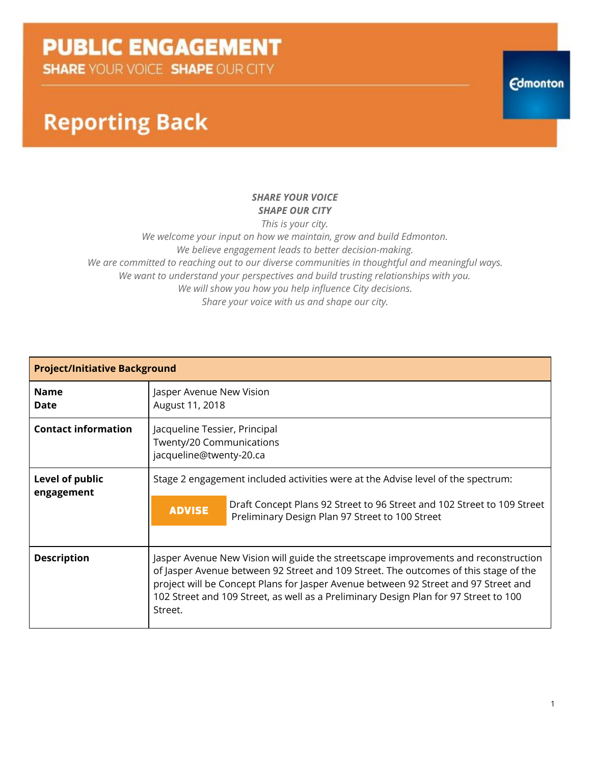# PUBLIC ENGAGEMENT

**SHARE** YOUR VOICE **SHAPE** OUR CITY

Edmonton

## Reporting Back

***SHARE YOUR VOICE***
***SHAPE OUR CITY***
*This is your city.*
*We welcome your input on how we maintain, grow and build Edmonton.*
*We believe engagement leads to better decision-making.*
*We are committed to reaching out to our diverse communities in thoughtful and meaningful ways.*
*We want to understand your perspectives and build trusting relationships with you.*
*We will show you how you help influence City decisions.*
*Share your voice with us and shape our city.*

| **Project/Initiative Background** | |
|---|---|
| **Name**<br>**Date** | Jasper Avenue New Vision<br>August 11, 2018 |
| **Contact information** | Jacqueline Tessier, Principal<br>Twenty/20 Communications<br>jacqueline@twenty-20.ca |
| **Level of public engagement** | Stage 2 engagement included activities were at the Advise level of the spectrum:<br>**ADVISE** Draft Concept Plans 92 Street to 96 Street and 102 Street to 109 Street<br>Preliminary Design Plan 97 Street to 100 Street |
| **Description** | Jasper Avenue New Vision will guide the streetscape improvements and reconstruction of Jasper Avenue between 92 Street and 109 Street. The outcomes of this stage of the project will be Concept Plans for Jasper Avenue between 92 Street and 97 Street and 102 Street and 109 Street, as well as a Preliminary Design Plan for 97 Street to 100 Street. |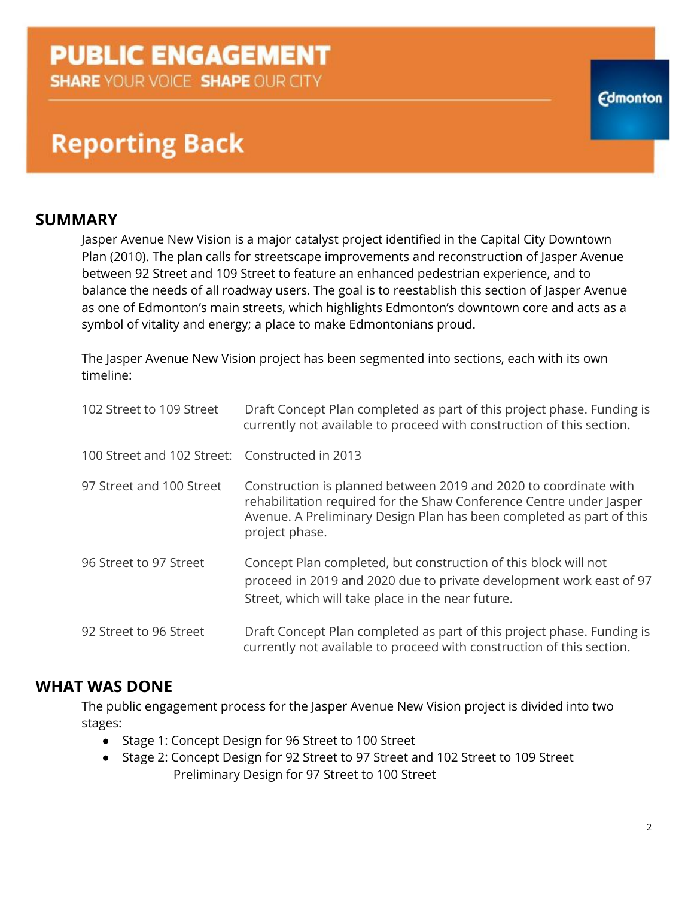# PUBLIC ENGAGEMENT

**SHARE** YOUR VOICE **SHAPE** OUR CITY

# Reporting Back

## SUMMARY

Jasper Avenue New Vision is a major catalyst project identified in the Capital City Downtown Plan (2010). The plan calls for streetscape improvements and reconstruction of Jasper Avenue between 92 Street and 109 Street to feature an enhanced pedestrian experience, and to balance the needs of all roadway users. The goal is to reestablish this section of Jasper Avenue as one of Edmonton's main streets, which highlights Edmonton's downtown core and acts as a symbol of vitality and energy; a place to make Edmontonians proud.

The Jasper Avenue New Vision project has been segmented into sections, each with its own timeline:

| | |
|---|---|
| 102 Street to 109 Street | Draft Concept Plan completed as part of this project phase. Funding is currently not available to proceed with construction of this section. |
| 100 Street and 102 Street: | Constructed in 2013 |
| 97 Street and 100 Street | Construction is planned between 2019 and 2020 to coordinate with rehabilitation required for the Shaw Conference Centre under Jasper Avenue. A Preliminary Design Plan has been completed as part of this project phase. |
| 96 Street to 97 Street | Concept Plan completed, but construction of this block will not proceed in 2019 and 2020 due to private development work east of 97 Street, which will take place in the near future. |
| 92 Street to 96 Street | Draft Concept Plan completed as part of this project phase. Funding is currently not available to proceed with construction of this section. |

## WHAT WAS DONE

The public engagement process for the Jasper Avenue New Vision project is divided into two stages:

- Stage 1: Concept Design for 96 Street to 100 Street
- Stage 2: Concept Design for 92 Street to 97 Street and 102 Street to 109 Street
  Preliminary Design for 97 Street to 100 Street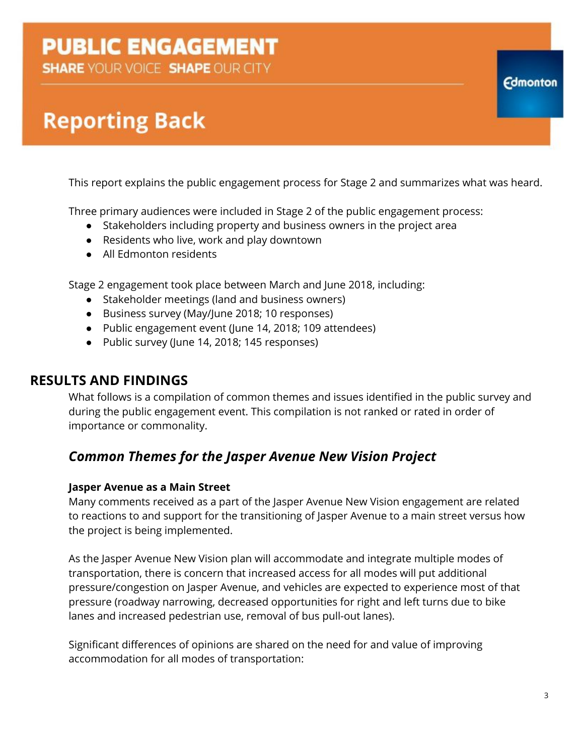# PUBLIC ENGAGEMENT

**SHARE** YOUR VOICE **SHAPE** OUR CITY

# Reporting Back

This report explains the public engagement process for Stage 2 and summarizes what was heard.

Three primary audiences were included in Stage 2 of the public engagement process:

- Stakeholders including property and business owners in the project area
- Residents who live, work and play downtown
- All Edmonton residents

Stage 2 engagement took place between March and June 2018, including:

- Stakeholder meetings (land and business owners)
- Business survey (May/June 2018; 10 responses)
- Public engagement event (June 14, 2018; 109 attendees)
- Public survey (June 14, 2018; 145 responses)

## RESULTS AND FINDINGS

What follows is a compilation of common themes and issues identified in the public survey and during the public engagement event. This compilation is not ranked or rated in order of importance or commonality.

### *Common Themes for the Jasper Avenue New Vision Project*

**Jasper Avenue as a Main Street**

Many comments received as a part of the Jasper Avenue New Vision engagement are related to reactions to and support for the transitioning of Jasper Avenue to a main street versus how the project is being implemented.

As the Jasper Avenue New Vision plan will accommodate and integrate multiple modes of transportation, there is concern that increased access for all modes will put additional pressure/congestion on Jasper Avenue, and vehicles are expected to experience most of that pressure (roadway narrowing, decreased opportunities for right and left turns due to bike lanes and increased pedestrian use, removal of bus pull-out lanes).

Significant differences of opinions are shared on the need for and value of improving accommodation for all modes of transportation: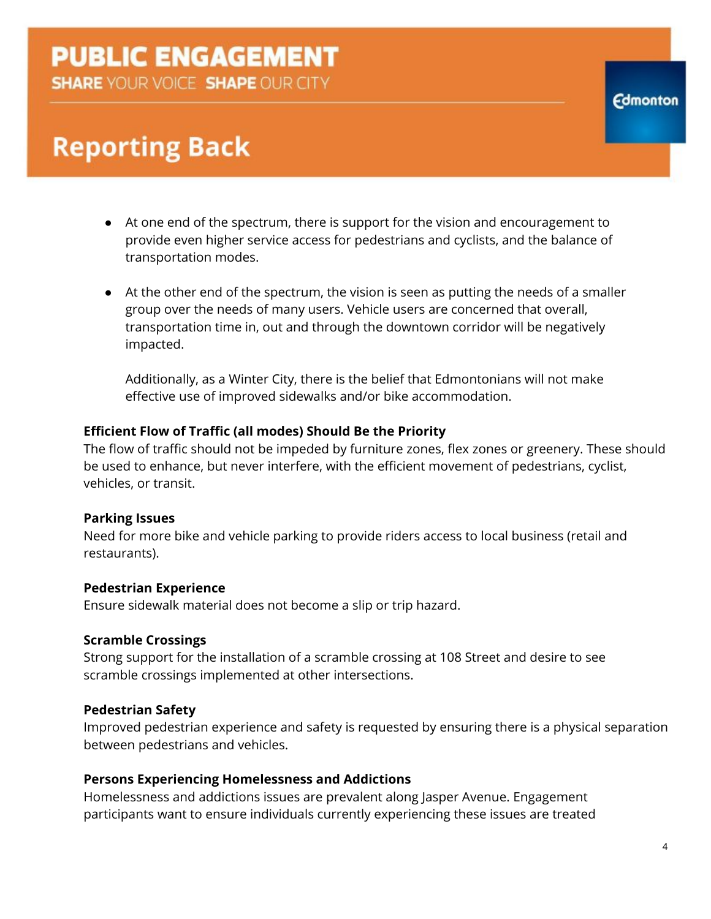- At one end of the spectrum, there is support for the vision and encouragement to provide even higher service access for pedestrians and cyclists, and the balance of transportation modes.

- At the other end of the spectrum, the vision is seen as putting the needs of a smaller group over the needs of many users. Vehicle users are concerned that overall, transportation time in, out and through the downtown corridor will be negatively impacted.

  Additionally, as a Winter City, there is the belief that Edmontonians will not make effective use of improved sidewalks and/or bike accommodation.

**Efficient Flow of Traffic (all modes) Should Be the Priority**
The flow of traffic should not be impeded by furniture zones, flex zones or greenery. These should be used to enhance, but never interfere, with the efficient movement of pedestrians, cyclist, vehicles, or transit.

**Parking Issues**
Need for more bike and vehicle parking to provide riders access to local business (retail and restaurants).

**Pedestrian Experience**
Ensure sidewalk material does not become a slip or trip hazard.

**Scramble Crossings**
Strong support for the installation of a scramble crossing at 108 Street and desire to see scramble crossings implemented at other intersections.

**Pedestrian Safety**
Improved pedestrian experience and safety is requested by ensuring there is a physical separation between pedestrians and vehicles.

**Persons Experiencing Homelessness and Addictions**
Homelessness and addictions issues are prevalent along Jasper Avenue. Engagement participants want to ensure individuals currently experiencing these issues are treated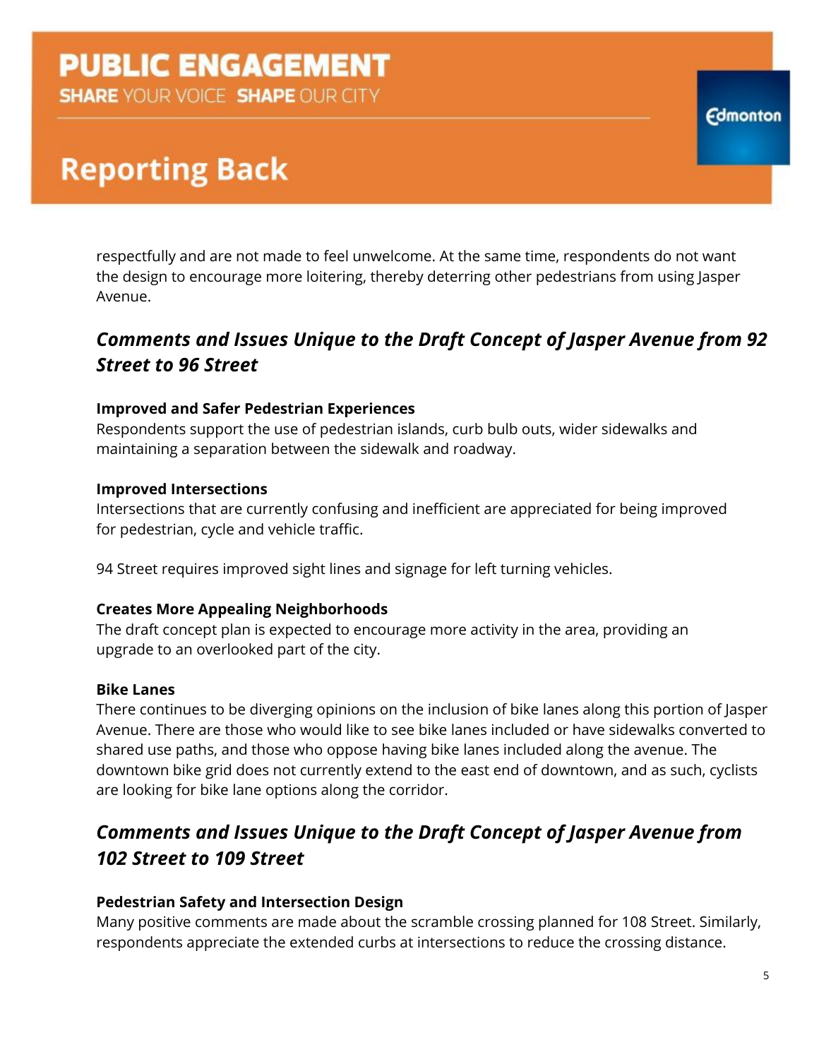respectfully and are not made to feel unwelcome. At the same time, respondents do not want the design to encourage more loitering, thereby deterring other pedestrians from using Jasper Avenue.

## *Comments and Issues Unique to the Draft Concept of Jasper Avenue from 92 Street to 96 Street*

**Improved and Safer Pedestrian Experiences**

Respondents support the use of pedestrian islands, curb bulb outs, wider sidewalks and maintaining a separation between the sidewalk and roadway.

**Improved Intersections**

Intersections that are currently confusing and inefficient are appreciated for being improved for pedestrian, cycle and vehicle traffic.

94 Street requires improved sight lines and signage for left turning vehicles.

**Creates More Appealing Neighborhoods**

The draft concept plan is expected to encourage more activity in the area, providing an upgrade to an overlooked part of the city.

**Bike Lanes**

There continues to be diverging opinions on the inclusion of bike lanes along this portion of Jasper Avenue. There are those who would like to see bike lanes included or have sidewalks converted to shared use paths, and those who oppose having bike lanes included along the avenue. The downtown bike grid does not currently extend to the east end of downtown, and as such, cyclists are looking for bike lane options along the corridor.

## *Comments and Issues Unique to the Draft Concept of Jasper Avenue from 102 Street to 109 Street*

**Pedestrian Safety and Intersection Design**

Many positive comments are made about the scramble crossing planned for 108 Street. Similarly, respondents appreciate the extended curbs at intersections to reduce the crossing distance.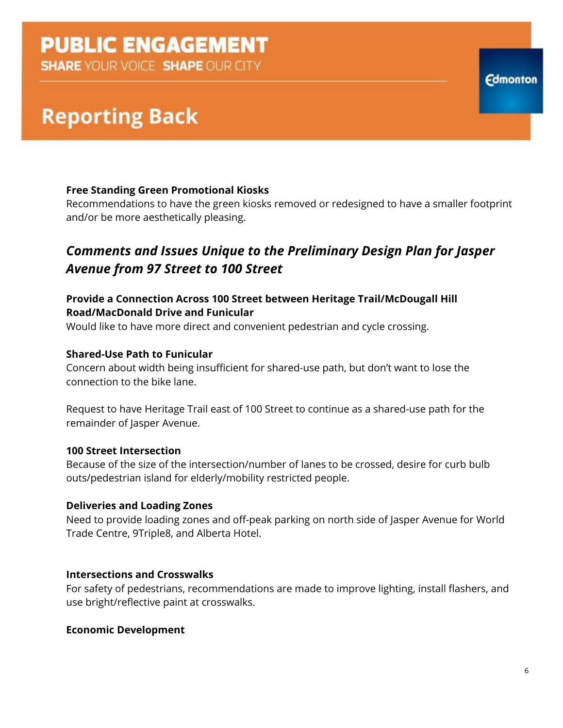**Free Standing Green Promotional Kiosks**
Recommendations to have the green kiosks removed or redesigned to have a smaller footprint and/or be more aesthetically pleasing.

## *Comments and Issues Unique to the Preliminary Design Plan for Jasper Avenue from 97 Street to 100 Street*

**Provide a Connection Across 100 Street between Heritage Trail/McDougall Hill Road/MacDonald Drive and Funicular**
Would like to have more direct and convenient pedestrian and cycle crossing.

**Shared-Use Path to Funicular**
Concern about width being insufficient for shared-use path, but don't want to lose the connection to the bike lane.

Request to have Heritage Trail east of 100 Street to continue as a shared-use path for the remainder of Jasper Avenue.

**100 Street Intersection**
Because of the size of the intersection/number of lanes to be crossed, desire for curb bulb outs/pedestrian island for elderly/mobility restricted people.

**Deliveries and Loading Zones**
Need to provide loading zones and off-peak parking on north side of Jasper Avenue for World Trade Centre, 9Triple8, and Alberta Hotel.

**Intersections and Crosswalks**
For safety of pedestrians, recommendations are made to improve lighting, install flashers, and use bright/reflective paint at crosswalks.

**Economic Development**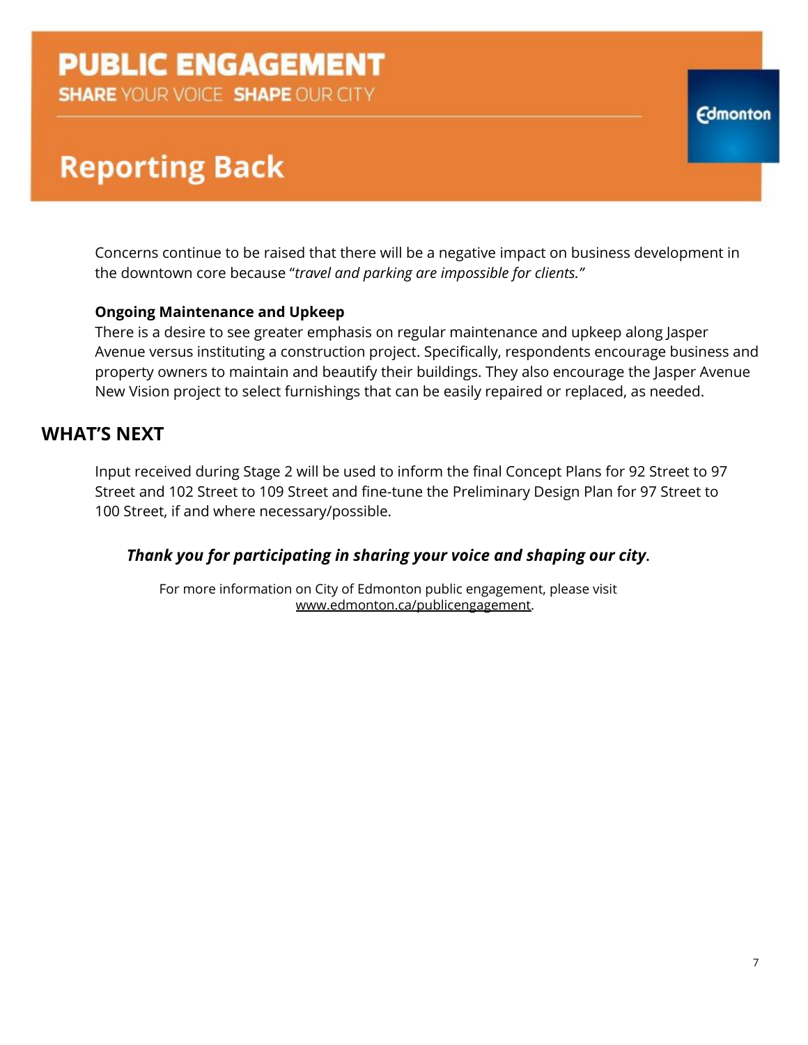Concerns continue to be raised that there will be a negative impact on business development in the downtown core because "*travel and parking are impossible for clients.*"

**Ongoing Maintenance and Upkeep**

There is a desire to see greater emphasis on regular maintenance and upkeep along Jasper Avenue versus instituting a construction project. Specifically, respondents encourage business and property owners to maintain and beautify their buildings. They also encourage the Jasper Avenue New Vision project to select furnishings that can be easily repaired or replaced, as needed.

## WHAT'S NEXT

Input received during Stage 2 will be used to inform the final Concept Plans for 92 Street to 97 Street and 102 Street to 109 Street and fine-tune the Preliminary Design Plan for 97 Street to 100 Street, if and where necessary/possible.

***Thank you for participating in sharing your voice and shaping our city.***

For more information on City of Edmonton public engagement, please visit www.edmonton.ca/publicengagement.